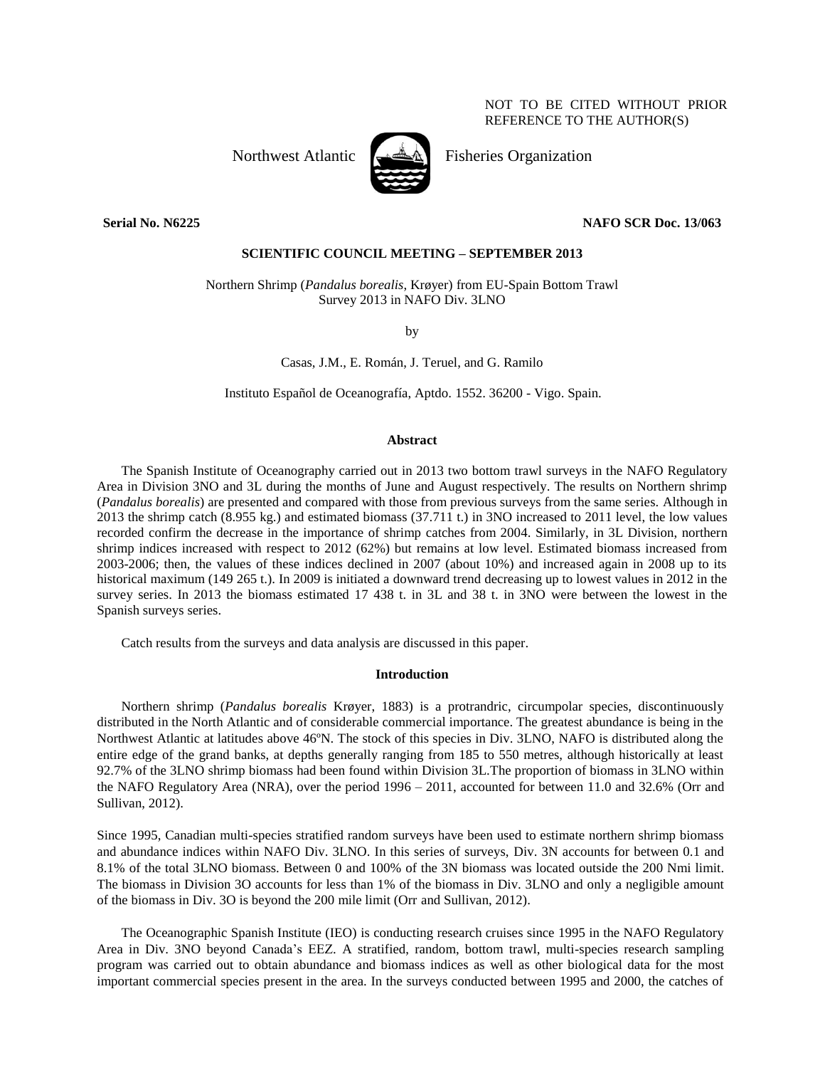NOT TO BE CITED WITHOUT PRIOR REFERENCE TO THE AUTHOR(S)

Northwest Atlantic Fisheries Organization

**Serial No. N6225** **NAFO SCR Doc. 13/063**

**SCIENTIFIC COUNCIL MEETING – SEPTEMBER 2013**

Northern Shrimp (*Pandalus borealis*, Krøyer) from EU-Spain Bottom Trawl Survey 2013 in NAFO Div. 3LNO

by

Casas, J.M., E. Román, J. Teruel, and G. Ramilo

Instituto Español de Oceanografía, Aptdo. 1552. 36200 - Vigo. Spain.

## Abstract

The Spanish Institute of Oceanography carried out in 2013 two bottom trawl surveys in the NAFO Regulatory Area in Division 3NO and 3L during the months of June and August respectively. The results on Northern shrimp (*Pandalus borealis*) are presented and compared with those from previous surveys from the same series. Although in 2013 the shrimp catch (8.955 kg.) and estimated biomass (37.711 t.) in 3NO increased to 2011 level, the low values recorded confirm the decrease in the importance of shrimp catches from 2004. Similarly, in 3L Division, northern shrimp indices increased with respect to 2012 (62%) but remains at low level. Estimated biomass increased from 2003-2006; then, the values of these indices declined in 2007 (about 10%) and increased again in 2008 up to its historical maximum (149 265 t.). In 2009 is initiated a downward trend decreasing up to lowest values in 2012 in the survey series. In 2013 the biomass estimated 17 438 t. in 3L and 38 t. in 3NO were between the lowest in the Spanish surveys series.

Catch results from the surveys and data analysis are discussed in this paper.

## Introduction

Northern shrimp (*Pandalus borealis* Krøyer, 1883) is a protrandric, circumpolar species, discontinuously distributed in the North Atlantic and of considerable commercial importance. The greatest abundance is being in the Northwest Atlantic at latitudes above 46ºN. The stock of this species in Div. 3LNO, NAFO is distributed along the entire edge of the grand banks, at depths generally ranging from 185 to 550 metres, although historically at least 92.7% of the 3LNO shrimp biomass had been found within Division 3L.The proportion of biomass in 3LNO within the NAFO Regulatory Area (NRA), over the period 1996 – 2011, accounted for between 11.0 and 32.6% (Orr and Sullivan, 2012).

Since 1995, Canadian multi-species stratified random surveys have been used to estimate northern shrimp biomass and abundance indices within NAFO Div. 3LNO. In this series of surveys, Div. 3N accounts for between 0.1 and 8.1% of the total 3LNO biomass. Between 0 and 100% of the 3N biomass was located outside the 200 Nmi limit. The biomass in Division 3O accounts for less than 1% of the biomass in Div. 3LNO and only a negligible amount of the biomass in Div. 3O is beyond the 200 mile limit (Orr and Sullivan, 2012).

The Oceanographic Spanish Institute (IEO) is conducting research cruises since 1995 in the NAFO Regulatory Area in Div. 3NO beyond Canada's EEZ. A stratified, random, bottom trawl, multi-species research sampling program was carried out to obtain abundance and biomass indices as well as other biological data for the most important commercial species present in the area. In the surveys conducted between 1995 and 2000, the catches of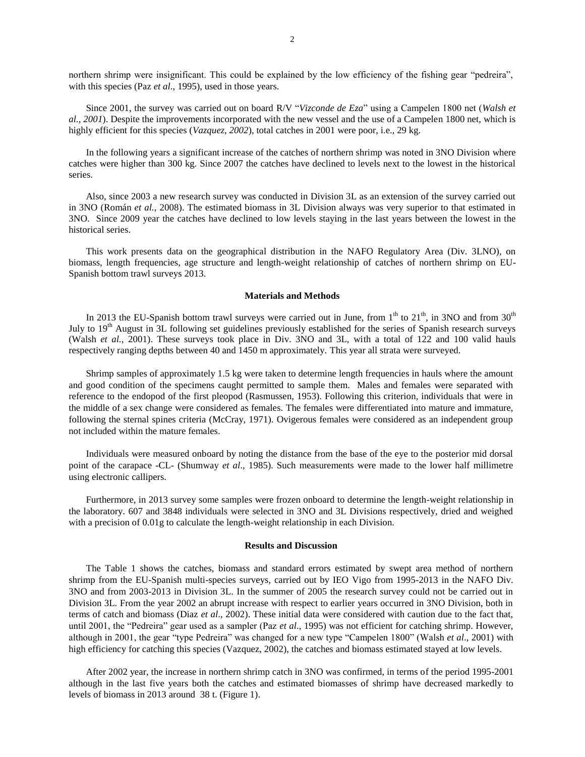northern shrimp were insignificant. This could be explained by the low efficiency of the fishing gear "pedreira", with this species (Paz *et al*., 1995), used in those years.

Since 2001, the survey was carried out on board R/V "*Vizconde de Eza*" using a Campelen 1800 net (*Walsh et al., 2001*). Despite the improvements incorporated with the new vessel and the use of a Campelen 1800 net, which is highly efficient for this species (*Vazquez, 2002*), total catches in 2001 were poor, i.e., 29 kg.

In the following years a significant increase of the catches of northern shrimp was noted in 3NO Division where catches were higher than 300 kg. Since 2007 the catches have declined to levels next to the lowest in the historical series.

Also, since 2003 a new research survey was conducted in Division 3L as an extension of the survey carried out in 3NO (Román *et al.,* 2008). The estimated biomass in 3L Division always was very superior to that estimated in 3NO. Since 2009 year the catches have declined to low levels staying in the last years between the lowest in the historical series.

This work presents data on the geographical distribution in the NAFO Regulatory Area (Div. 3LNO), on biomass, length frequencies, age structure and length-weight relationship of catches of northern shrimp on EU-Spanish bottom trawl surveys 2013.

## Materials and Methods

In 2013 the EU-Spanish bottom trawl surveys were carried out in June, from 1th to 21th, in 3NO and from 30th July to 19th August in 3L following set guidelines previously established for the series of Spanish research surveys (Walsh *et al.,* 2001). These surveys took place in Div. 3NO and 3L, with a total of 122 and 100 valid hauls respectively ranging depths between 40 and 1450 m approximately. This year all strata were surveyed.

Shrimp samples of approximately 1.5 kg were taken to determine length frequencies in hauls where the amount and good condition of the specimens caught permitted to sample them. Males and females were separated with reference to the endopod of the first pleopod (Rasmussen, 1953). Following this criterion, individuals that were in the middle of a sex change were considered as females. The females were differentiated into mature and immature, following the sternal spines criteria (McCray, 1971). Ovigerous females were considered as an independent group not included within the mature females.

Individuals were measured onboard by noting the distance from the base of the eye to the posterior mid dorsal point of the carapace -CL- (Shumway *et al*., 1985). Such measurements were made to the lower half millimetre using electronic callipers.

Furthermore, in 2013 survey some samples were frozen onboard to determine the length-weight relationship in the laboratory. 607 and 3848 individuals were selected in 3NO and 3L Divisions respectively, dried and weighed with a precision of 0.01g to calculate the length-weight relationship in each Division.

## Results and Discussion

The Table 1 shows the catches, biomass and standard errors estimated by swept area method of northern shrimp from the EU-Spanish multi-species surveys, carried out by IEO Vigo from 1995-2013 in the NAFO Div. 3NO and from 2003-2013 in Division 3L. In the summer of 2005 the research survey could not be carried out in Division 3L. From the year 2002 an abrupt increase with respect to earlier years occurred in 3NO Division, both in terms of catch and biomass (Diaz *et al*., 2002). These initial data were considered with caution due to the fact that, until 2001, the "Pedreira" gear used as a sampler (Paz *et al*., 1995) was not efficient for catching shrimp. However, although in 2001, the gear "type Pedreira" was changed for a new type "Campelen 1800" (Walsh *et al*., 2001) with high efficiency for catching this species (Vazquez, 2002), the catches and biomass estimated stayed at low levels.

After 2002 year, the increase in northern shrimp catch in 3NO was confirmed, in terms of the period 1995-2001 although in the last five years both the catches and estimated biomasses of shrimp have decreased markedly to levels of biomass in 2013 around 38 t. (Figure 1).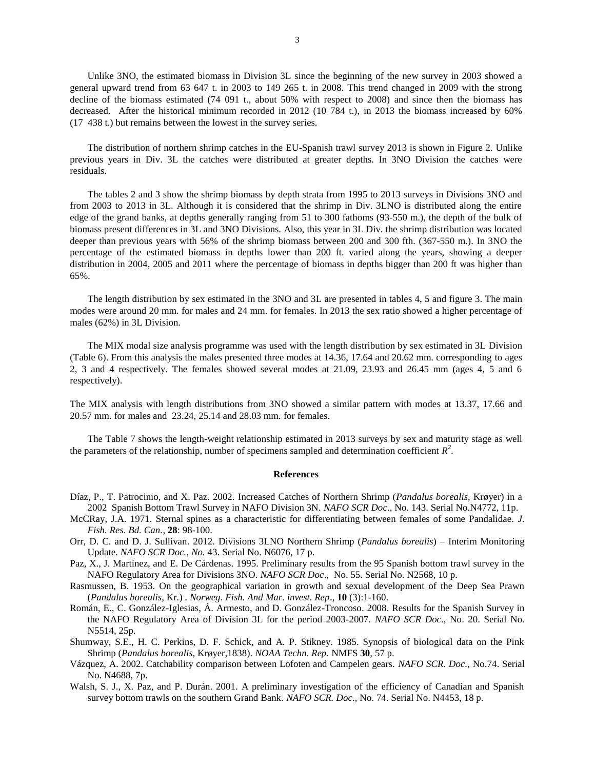Unlike 3NO, the estimated biomass in Division 3L since the beginning of the new survey in 2003 showed a general upward trend from 63 647 t. in 2003 to 149 265 t. in 2008. This trend changed in 2009 with the strong decline of the biomass estimated (74 091 t., about 50% with respect to 2008) and since then the biomass has decreased. After the historical minimum recorded in 2012 (10 784 t.), in 2013 the biomass increased by 60% (17 438 t.) but remains between the lowest in the survey series.

The distribution of northern shrimp catches in the EU-Spanish trawl survey 2013 is shown in Figure 2. Unlike previous years in Div. 3L the catches were distributed at greater depths. In 3NO Division the catches were residuals.

The tables 2 and 3 show the shrimp biomass by depth strata from 1995 to 2013 surveys in Divisions 3NO and from 2003 to 2013 in 3L. Although it is considered that the shrimp in Div. 3LNO is distributed along the entire edge of the grand banks, at depths generally ranging from 51 to 300 fathoms (93-550 m.), the depth of the bulk of biomass present differences in 3L and 3NO Divisions. Also, this year in 3L Div. the shrimp distribution was located deeper than previous years with 56% of the shrimp biomass between 200 and 300 fth. (367-550 m.). In 3NO the percentage of the estimated biomass in depths lower than 200 ft. varied along the years, showing a deeper distribution in 2004, 2005 and 2011 where the percentage of biomass in depths bigger than 200 ft was higher than 65%.

The length distribution by sex estimated in the 3NO and 3L are presented in tables 4, 5 and figure 3. The main modes were around 20 mm. for males and 24 mm. for females. In 2013 the sex ratio showed a higher percentage of males (62%) in 3L Division.

The MIX modal size analysis programme was used with the length distribution by sex estimated in 3L Division (Table 6). From this analysis the males presented three modes at 14.36, 17.64 and 20.62 mm. corresponding to ages 2, 3 and 4 respectively. The females showed several modes at 21.09, 23.93 and 26.45 mm (ages 4, 5 and 6 respectively).

The MIX analysis with length distributions from 3NO showed a similar pattern with modes at 13.37, 17.66 and 20.57 mm. for males and 23.24, 25.14 and 28.03 mm. for females.

The Table 7 shows the length-weight relationship estimated in 2013 surveys by sex and maturity stage as well the parameters of the relationship, number of specimens sampled and determination coefficient $R^2$.

## References

Díaz, P., T. Patrocinio, and X. Paz. 2002. Increased Catches of Northern Shrimp (*Pandalus borealis*, Krøyer) in a 2002 Spanish Bottom Trawl Survey in NAFO Division 3N. *NAFO SCR Doc*., No. 143. Serial No.N4772, 11p.

McCRay, J.A. 1971. Sternal spines as a characteristic for differentiating between females of some Pandalidae. *J. Fish. Res. Bd. Can.*, **28**: 98-100.

Orr, D. C. and D. J. Sullivan. 2012. Divisions 3LNO Northern Shrimp (*Pandalus borealis*) – Interim Monitoring Update. *NAFO SCR Doc., No.* 43. Serial No. N6076, 17 p.

Paz, X., J. Martínez, and E. De Cárdenas. 1995. Preliminary results from the 95 Spanish bottom trawl survey in the NAFO Regulatory Area for Divisions 3NO. *NAFO SCR Doc*., No. 55. Serial No. N2568, 10 p.

Rasmussen, B. 1953. On the geographical variation in growth and sexual development of the Deep Sea Prawn (*Pandalus borealis*, Kr.) . *Norweg. Fish. And Mar. invest. Rep*., **10** (3):1-160.

Román, E., C. González-Iglesias, Á. Armesto, and D. González-Troncoso. 2008. Results for the Spanish Survey in the NAFO Regulatory Area of Division 3L for the period 2003-2007. *NAFO SCR Doc*., No. 20. Serial No. N5514, 25p.

Shumway, S.E., H. C. Perkins, D. F. Schick, and A. P. Stikney. 1985. Synopsis of biological data on the Pink Shrimp (*Pandalus borealis*, Krøyer,1838). *NOAA Techn. Rep.* NMFS **30**, 57 p.

Vázquez, A. 2002. Catchability comparison between Lofoten and Campelen gears. *NAFO SCR. Doc.*, No.74. Serial No. N4688, 7p.

Walsh, S. J., X. Paz, and P. Durán. 2001. A preliminary investigation of the efficiency of Canadian and Spanish survey bottom trawls on the southern Grand Bank. *NAFO SCR. Doc*., No. 74. Serial No. N4453, 18 p.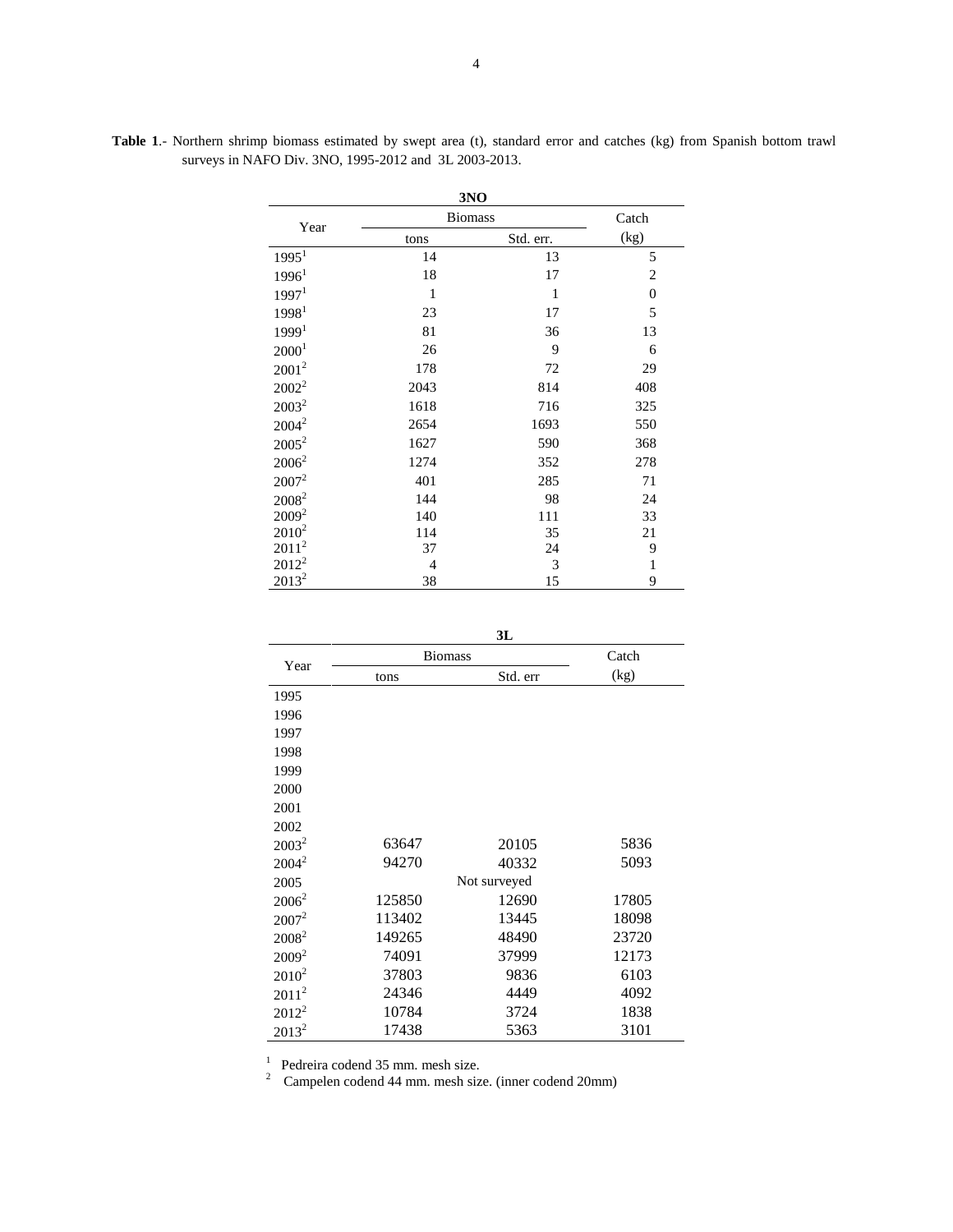**Table 1**.- Northern shrimp biomass estimated by swept area (t), standard error and catches (kg) from Spanish bottom trawl surveys in NAFO Div. 3NO, 1995-2012 and 3L 2003-2013.

**3NO**

| Year | Biomass | | Catch |
|---|---|---|---|
| | tons | Std. err. | (kg) |
| 1995[1] | 14 | 13 | 5 |
| 1996[1] | 18 | 17 | 2 |
| 1997[1] | 1 | 1 | 0 |
| 1998[1] | 23 | 17 | 5 |
| 1999[1] | 81 | 36 | 13 |
| 2000[1] | 26 | 9 | 6 |
| 2001[2] | 178 | 72 | 29 |
| 2002[2] | 2043 | 814 | 408 |
| 2003[2] | 1618 | 716 | 325 |
| 2004[2] | 2654 | 1693 | 550 |
| 2005[2] | 1627 | 590 | 368 |
| 2006[2] | 1274 | 352 | 278 |
| 2007[2] | 401 | 285 | 71 |
| 2008[2] | 144 | 98 | 24 |
| 2009[2] | 140 | 111 | 33 |
| 2010[2] | 114 | 35 | 21 |
| 2011[2] | 37 | 24 | 9 |
| 2012[2] | 4 | 3 | 1 |
| 2013[2] | 38 | 15 | 9 |

**3L**

| Year | Biomass | | Catch |
|---|---|---|---|
| | tons | Std. err | (kg) |
| 1995 | | | |
| 1996 | | | |
| 1997 | | | |
| 1998 | | | |
| 1999 | | | |
| 2000 | | | |
| 2001 | | | |
| 2002 | | | |
| 2003[2] | 63647 | 20105 | 5836 |
| 2004[2] | 94270 | 40332 | 5093 |
| 2005 | | Not surveyed | |
| 2006[2] | 125850 | 12690 | 17805 |
| 2007[2] | 113402 | 13445 | 18098 |
| 2008[2] | 149265 | 48490 | 23720 |
| 2009[2] | 74091 | 37999 | 12173 |
| 2010[2] | 37803 | 9836 | 6103 |
| 2011[2] | 24346 | 4449 | 4092 |
| 2012[2] | 10784 | 3724 | 1838 |
| 2013[2] | 17438 | 5363 | 3101 |

[1] Pedreira codend 35 mm. mesh size.
[2] Campelen codend 44 mm. mesh size. (inner codend 20mm)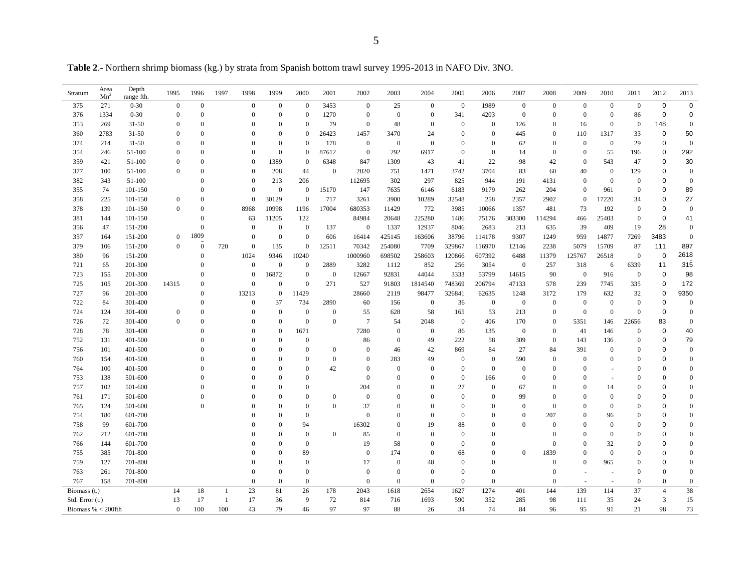**Table 2**.- Northern shrimp biomass (kg.) by strata from Spanish bottom trawl survey 1995-2013 in NAFO Div. 3NO.

| Stratum | Area $Mn^2$ | Depth range fth. | 1995 | 1996 | 1997 | 1998 | 1999 | 2000 | 2001 | 2002 | 2003 | 2004 | 2005 | 2006 | 2007 | 2008 | 2009 | 2010 | 2011 | 2012 | 2013 |
|---|---|---|---|---|---|---|---|---|---|---|---|---|---|---|---|---|---|---|---|---|---|
| 375 | 271 | 0-30 | 0 | 0 | | 0 | 0 | 0 | 3453 | 0 | 25 | 0 | 0 | 1989 | 0 | 0 | 0 | 0 | 0 | 0 | 0 |
| 376 | 1334 | 0-30 | 0 | 0 | | 0 | 0 | 0 | 1270 | 0 | 0 | 0 | 341 | 4203 | 0 | 0 | 0 | 0 | 86 | 0 | 0 |
| 353 | 269 | 31-50 | 0 | 0 | | 0 | 0 | 0 | 79 | 0 | 48 | 0 | 0 | 0 | 126 | 0 | 16 | 0 | 0 | 148 | 0 |
| 360 | 2783 | 31-50 | 0 | 0 | | 0 | 0 | 0 | 26423 | 1457 | 3470 | 24 | 0 | 0 | 445 | 0 | 110 | 1317 | 33 | 0 | 50 |
| 374 | 214 | 31-50 | 0 | 0 | | 0 | 0 | 0 | 178 | 0 | 0 | 0 | 0 | 0 | 62 | 0 | 0 | 0 | 29 | 0 | 0 |
| 354 | 246 | 51-100 | 0 | 0 | | 0 | 0 | 0 | 87612 | 0 | 292 | 6917 | 0 | 0 | 14 | 0 | 0 | 55 | 196 | 0 | 292 |
| 359 | 421 | 51-100 | 0 | 0 | | 0 | 1389 | 0 | 6348 | 847 | 1309 | 43 | 41 | 22 | 98 | 42 | 0 | 543 | 47 | 0 | 30 |
| 377 | 100 | 51-100 | 0 | 0 | | 0 | 208 | 44 | 0 | 2020 | 751 | 1471 | 3742 | 3704 | 83 | 60 | 40 | 0 | 129 | 0 | 0 |
| 382 | 343 | 51-100 | | 0 | | 0 | 213 | 206 | | 112695 | 302 | 297 | 825 | 944 | 191 | 4131 | 0 | 0 | 0 | 0 | 0 |
| 355 | 74 | 101-150 | | 0 | | 0 | 0 | 0 | 15170 | 147 | 7635 | 6146 | 6183 | 9179 | 262 | 204 | 0 | 961 | 0 | 0 | 89 |
| 358 | 225 | 101-150 | 0 | 0 | | 0 | 30129 | 0 | 717 | 3261 | 3900 | 10289 | 32548 | 258 | 2357 | 2902 | 0 | 17220 | 34 | 0 | 27 |
| 378 | 139 | 101-150 | 0 | 0 | | 8968 | 10998 | 1196 | 17004 | 680353 | 11429 | 772 | 3985 | 10066 | 1357 | 481 | 73 | 192 | 0 | 0 | 0 |
| 381 | 144 | 101-150 | | 0 | | 63 | 11205 | 122 | | 84984 | 20648 | 225280 | 1486 | 75176 | 303300 | 114294 | 466 | 25403 | 0 | 0 | 41 |
| 356 | 47 | 151-200 | | 0 | | 0 | 0 | 0 | 137 | 0 | 1337 | 12937 | 8046 | 2683 | 213 | 635 | 39 | 409 | 19 | 28 | 0 |
| 357 | 164 | 151-200 | 0 | 1809 | | 0 | 0 | 0 | 606 | 16414 | 425145 | 163606 | 38796 | 114178 | 9307 | 1249 | 959 | 14877 | 7269 | 3483 | 0 |
| 379 | 106 | 151-200 | 0 | 0 | 720 | 0 | 135 | 0 | 12511 | 70342 | 254080 | 7709 | 329867 | 116970 | 12146 | 2238 | 5079 | 15709 | 87 | 111 | 897 |
| 380 | 96 | 151-200 | | 0 | | 1024 | 9346 | 10240 | | 1000960 | 698502 | 258603 | 120866 | 607392 | 6488 | 11379 | 125767 | 26518 | 0 | 0 | 2618 |
| 721 | 65 | 201-300 | | 0 | | 0 | 0 | 0 | 2889 | 3282 | 1112 | 852 | 256 | 3054 | 0 | 257 | 318 | 6 | 6339 | 11 | 315 |
| 723 | 155 | 201-300 | | 0 | | 0 | 16872 | 0 | 0 | 12667 | 92831 | 44044 | 3333 | 53799 | 14615 | 90 | 0 | 916 | 0 | 0 | 98 |
| 725 | 105 | 201-300 | 14315 | 0 | | 0 | 0 | 0 | 271 | 527 | 91803 | 1814540 | 748369 | 206794 | 47133 | 578 | 239 | 7745 | 335 | 0 | 172 |
| 727 | 96 | 201-300 | | 0 | | 13213 | 0 | 11429 | | 28660 | 2119 | 98477 | 326841 | 62635 | 1248 | 3172 | 179 | 632 | 32 | 0 | 9350 |
| 722 | 84 | 301-400 | | 0 | | 0 | 37 | 734 | 2890 | 60 | 156 | 0 | 36 | 0 | 0 | 0 | 0 | 0 | 0 | 0 | 0 |
| 724 | 124 | 301-400 | 0 | 0 | | 0 | 0 | 0 | 0 | 55 | 628 | 58 | 165 | 53 | 213 | 0 | 0 | 0 | 0 | 0 | 0 |
| 726 | 72 | 301-400 | 0 | 0 | | 0 | 0 | 0 | 0 | 7 | 54 | 2048 | 0 | 406 | 170 | 0 | 5351 | 146 | 22656 | 83 | 0 |
| 728 | 78 | 301-400 | | 0 | | 0 | 0 | 1671 | | 7280 | 0 | 0 | 86 | 135 | 0 | 0 | 41 | 146 | 0 | 0 | 40 |
| 752 | 131 | 401-500 | | 0 | | 0 | 0 | 0 | | 86 | 0 | 49 | 222 | 58 | 309 | 0 | 143 | 136 | 0 | 0 | 79 |
| 756 | 101 | 401-500 | | 0 | | 0 | 0 | 0 | 0 | 0 | 46 | 42 | 869 | 84 | 27 | 84 | 391 | 0 | 0 | 0 | 0 |
| 760 | 154 | 401-500 | | 0 | | 0 | 0 | 0 | 0 | 0 | 283 | 49 | 0 | 0 | 590 | 0 | 0 | 0 | 0 | 0 | 0 |
| 764 | 100 | 401-500 | | 0 | | 0 | 0 | 0 | 42 | 0 | 0 | 0 | 0 | 0 | 0 | 0 | 0 | - | 0 | 0 | 0 |
| 753 | 138 | 501-600 | | 0 | | 0 | 0 | 0 | | 0 | 0 | 0 | 0 | 166 | 0 | 0 | 0 | - | 0 | 0 | 0 |
| 757 | 102 | 501-600 | | 0 | | 0 | 0 | 0 | | 204 | 0 | 0 | 27 | 0 | 67 | 0 | 0 | 14 | 0 | 0 | 0 |
| 761 | 171 | 501-600 | | 0 | | 0 | 0 | 0 | 0 | 0 | 0 | 0 | 0 | 0 | 99 | 0 | 0 | 0 | 0 | 0 | 0 |
| 765 | 124 | 501-600 | | 0 | | 0 | 0 | 0 | 0 | 37 | 0 | 0 | 0 | 0 | 0 | 0 | 0 | 0 | 0 | 0 | 0 |
| 754 | 180 | 601-700 | | | | 0 | 0 | 0 | | 0 | 0 | 0 | 0 | 0 | 0 | 207 | 0 | 96 | 0 | 0 | 0 |
| 758 | 99 | 601-700 | | | | 0 | 0 | 94 | | 16302 | 0 | 19 | 88 | 0 | 0 | 0 | 0 | 0 | 0 | 0 | 0 |
| 762 | 212 | 601-700 | | | | 0 | 0 | 0 | 0 | 85 | 0 | 0 | 0 | 0 | | 0 | 0 | 0 | 0 | 0 | 0 |
| 766 | 144 | 601-700 | | | | 0 | 0 | 0 | | 19 | 58 | 0 | 0 | 0 | | 0 | 0 | 32 | 0 | 0 | 0 |
| 755 | 385 | 701-800 | | | | 0 | 0 | 89 | | 0 | 174 | 0 | 68 | 0 | 0 | 1839 | 0 | 0 | 0 | 0 | 0 |
| 759 | 127 | 701-800 | | | | 0 | 0 | 0 | | 17 | 0 | 48 | 0 | 0 | | 0 | 0 | 965 | 0 | 0 | 0 |
| 763 | 261 | 701-800 | | | | 0 | 0 | 0 | | 0 | 0 | 0 | 0 | 0 | | 0 | - | - | 0 | 0 | 0 |
| 767 | 158 | 701-800 | | | | 0 | 0 | 0 | | 0 | 0 | 0 | 0 | 0 | | 0 | - | - | 0 | 0 | 0 |
| Biomass (t.) | | | 14 | 18 | 1 | 23 | 81 | 26 | 178 | 2043 | 1618 | 2654 | 1627 | 1274 | 401 | 144 | 139 | 114 | 37 | 4 | 38 |
| Std. Error (t.) | | | 13 | 17 | 1 | 17 | 36 | 9 | 72 | 814 | 716 | 1693 | 590 | 352 | 285 | 98 | 111 | 35 | 24 | 3 | 15 |
| Biomass % < 200fth | | | 0 | 100 | 100 | 43 | 79 | 46 | 97 | 97 | 88 | 26 | 34 | 74 | 84 | 96 | 95 | 91 | 21 | 98 | 73 |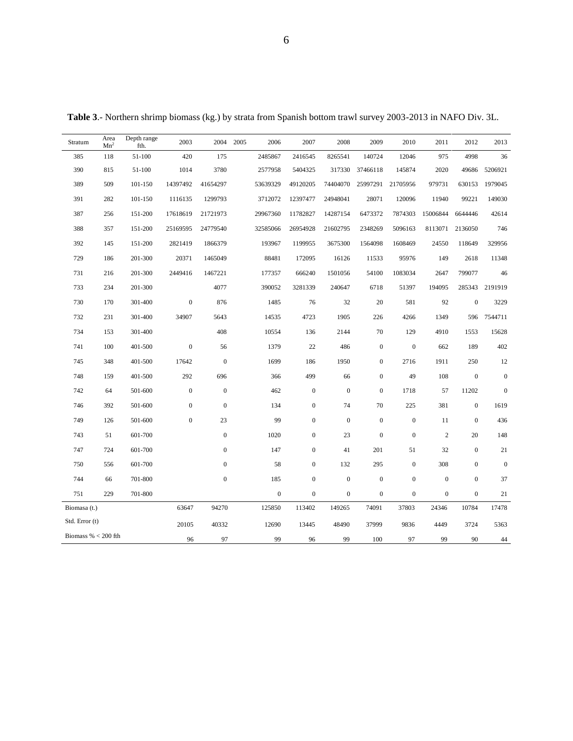**Table 3**.- Northern shrimp biomass (kg.) by strata from Spanish bottom trawl survey 2003-2013 in NAFO Div. 3L.

| Stratum | Area $Mn^2$ | Depth range fth. | 2003 | 2004 | 2005 | 2006 | 2007 | 2008 | 2009 | 2010 | 2011 | 2012 | 2013 |
|---|---|---|---|---|---|---|---|---|---|---|---|---|---|
| 385 | 118 | 51-100 | 420 | 175 | | 2485867 | 2416545 | 8265541 | 140724 | 12046 | 975 | 4998 | 36 |
| 390 | 815 | 51-100 | 1014 | 3780 | | 2577958 | 5404325 | 317330 | 37466118 | 145874 | 2020 | 49686 | 5206921 |
| 389 | 509 | 101-150 | 14397492 | 41654297 | | 53639329 | 49120205 | 74404070 | 25997291 | 21705956 | 979731 | 630153 | 1979045 |
| 391 | 282 | 101-150 | 1116135 | 1299793 | | 3712072 | 12397477 | 24948041 | 28071 | 120096 | 11940 | 99221 | 149030 |
| 387 | 256 | 151-200 | 17618619 | 21721973 | | 29967360 | 11782827 | 14287154 | 6473372 | 7874303 | 15006844 | 6644446 | 42614 |
| 388 | 357 | 151-200 | 25169595 | 24779540 | | 32585066 | 26954928 | 21602795 | 2348269 | 5096163 | 8113071 | 2136050 | 746 |
| 392 | 145 | 151-200 | 2821419 | 1866379 | | 193967 | 1199955 | 3675300 | 1564098 | 1608469 | 24550 | 118649 | 329956 |
| 729 | 186 | 201-300 | 20371 | 1465049 | | 88481 | 172095 | 16126 | 11533 | 95976 | 149 | 2618 | 11348 |
| 731 | 216 | 201-300 | 2449416 | 1467221 | | 177357 | 666240 | 1501056 | 54100 | 1083034 | 2647 | 799077 | 46 |
| 733 | 234 | 201-300 | | 4077 | | 390052 | 3281339 | 240647 | 6718 | 51397 | 194095 | 285343 | 2191919 |
| 730 | 170 | 301-400 | 0 | 876 | | 1485 | 76 | 32 | 20 | 581 | 92 | 0 | 3229 |
| 732 | 231 | 301-400 | 34907 | 5643 | | 14535 | 4723 | 1905 | 226 | 4266 | 1349 | 596 | 7544711 |
| 734 | 153 | 301-400 | | 408 | | 10554 | 136 | 2144 | 70 | 129 | 4910 | 1553 | 15628 |
| 741 | 100 | 401-500 | 0 | 56 | | 1379 | 22 | 486 | 0 | 0 | 662 | 189 | 402 |
| 745 | 348 | 401-500 | 17642 | 0 | | 1699 | 186 | 1950 | 0 | 2716 | 1911 | 250 | 12 |
| 748 | 159 | 401-500 | 292 | 696 | | 366 | 499 | 66 | 0 | 49 | 108 | 0 | 0 |
| 742 | 64 | 501-600 | 0 | 0 | | 462 | 0 | 0 | 0 | 1718 | 57 | 11202 | 0 |
| 746 | 392 | 501-600 | 0 | 0 | | 134 | 0 | 74 | 70 | 225 | 381 | 0 | 1619 |
| 749 | 126 | 501-600 | 0 | 23 | | 99 | 0 | 0 | 0 | 0 | 11 | 0 | 436 |
| 743 | 51 | 601-700 | | 0 | | 1020 | 0 | 23 | 0 | 0 | 2 | 20 | 148 |
| 747 | 724 | 601-700 | | 0 | | 147 | 0 | 41 | 201 | 51 | 32 | 0 | 21 |
| 750 | 556 | 601-700 | | 0 | | 58 | 0 | 132 | 295 | 0 | 308 | 0 | 0 |
| 744 | 66 | 701-800 | | 0 | | 185 | 0 | 0 | 0 | 0 | 0 | 0 | 37 |
| 751 | 229 | 701-800 | | | | 0 | 0 | 0 | 0 | 0 | 0 | 0 | 21 |
| Biomasa (t.) | | | 63647 | 94270 | | 125850 | 113402 | 149265 | 74091 | 37803 | 24346 | 10784 | 17478 |
| Std. Error (t) | | | 20105 | 40332 | | 12690 | 13445 | 48490 | 37999 | 9836 | 4449 | 3724 | 5363 |
| Biomass % < 200 fth | | | 96 | 97 | | 99 | 96 | 99 | 100 | 97 | 99 | 90 | 44 |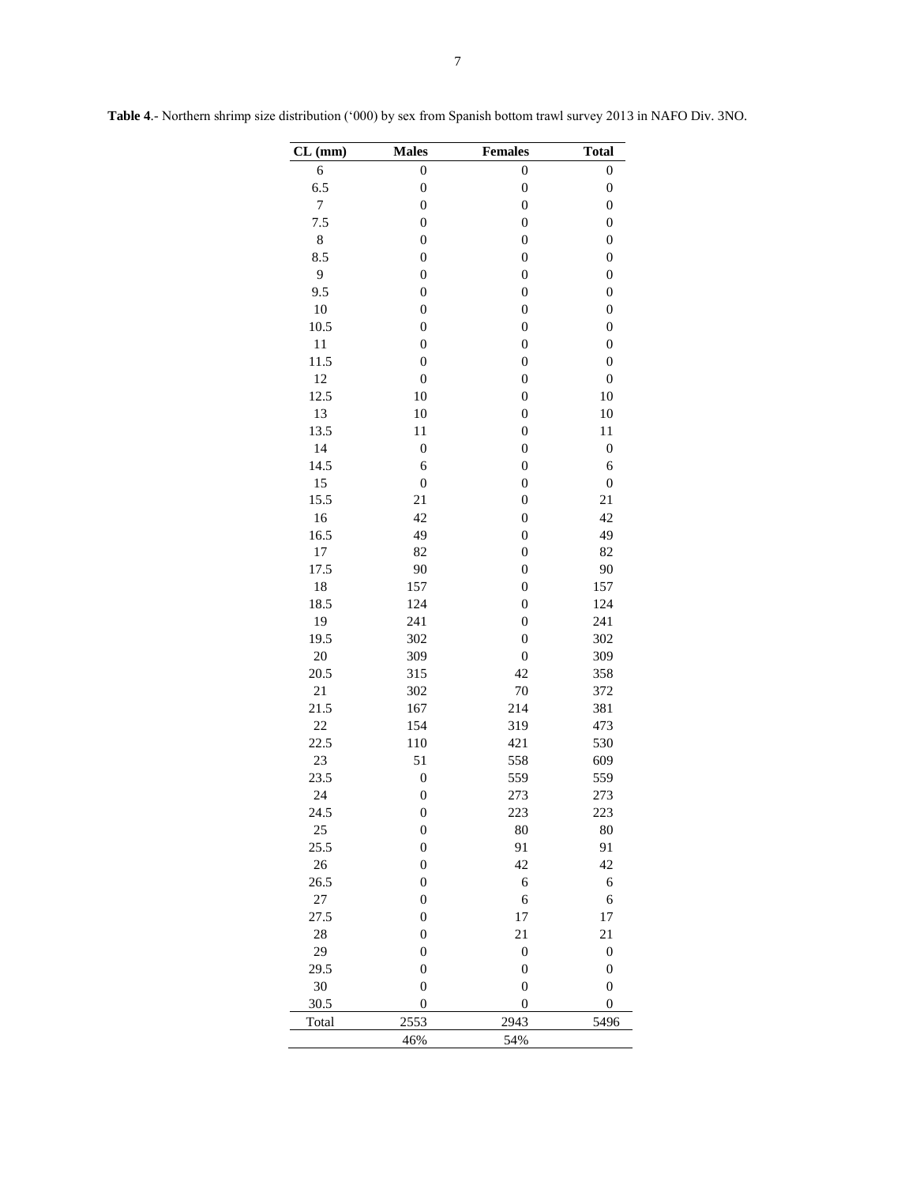**Table 4**.- Northern shrimp size distribution ('000) by sex from Spanish bottom trawl survey 2013 in NAFO Div. 3NO.

| CL (mm) | Males | Females | Total |
|---|---|---|---|
| 6 | 0 | 0 | 0 |
| 6.5 | 0 | 0 | 0 |
| 7 | 0 | 0 | 0 |
| 7.5 | 0 | 0 | 0 |
| 8 | 0 | 0 | 0 |
| 8.5 | 0 | 0 | 0 |
| 9 | 0 | 0 | 0 |
| 9.5 | 0 | 0 | 0 |
| 10 | 0 | 0 | 0 |
| 10.5 | 0 | 0 | 0 |
| 11 | 0 | 0 | 0 |
| 11.5 | 0 | 0 | 0 |
| 12 | 0 | 0 | 0 |
| 12.5 | 10 | 0 | 10 |
| 13 | 10 | 0 | 10 |
| 13.5 | 11 | 0 | 11 |
| 14 | 0 | 0 | 0 |
| 14.5 | 6 | 0 | 6 |
| 15 | 0 | 0 | 0 |
| 15.5 | 21 | 0 | 21 |
| 16 | 42 | 0 | 42 |
| 16.5 | 49 | 0 | 49 |
| 17 | 82 | 0 | 82 |
| 17.5 | 90 | 0 | 90 |
| 18 | 157 | 0 | 157 |
| 18.5 | 124 | 0 | 124 |
| 19 | 241 | 0 | 241 |
| 19.5 | 302 | 0 | 302 |
| 20 | 309 | 0 | 309 |
| 20.5 | 315 | 42 | 358 |
| 21 | 302 | 70 | 372 |
| 21.5 | 167 | 214 | 381 |
| 22 | 154 | 319 | 473 |
| 22.5 | 110 | 421 | 530 |
| 23 | 51 | 558 | 609 |
| 23.5 | 0 | 559 | 559 |
| 24 | 0 | 273 | 273 |
| 24.5 | 0 | 223 | 223 |
| 25 | 0 | 80 | 80 |
| 25.5 | 0 | 91 | 91 |
| 26 | 0 | 42 | 42 |
| 26.5 | 0 | 6 | 6 |
| 27 | 0 | 6 | 6 |
| 27.5 | 0 | 17 | 17 |
| 28 | 0 | 21 | 21 |
| 29 | 0 | 0 | 0 |
| 29.5 | 0 | 0 | 0 |
| 30 | 0 | 0 | 0 |
| 30.5 | 0 | 0 | 0 |
| Total | 2553 | 2943 | 5496 |
| | 46% | 54% | |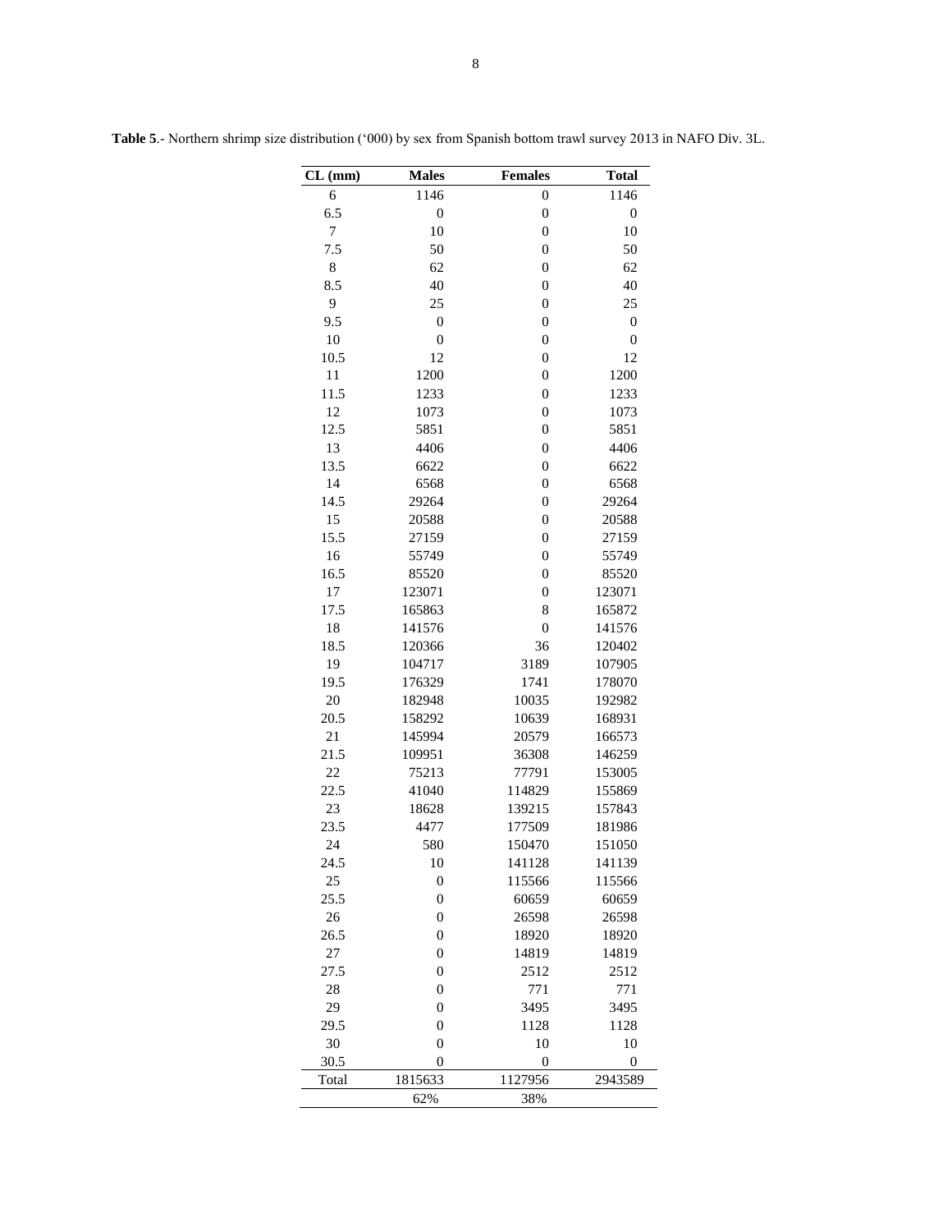**Table 5**.- Northern shrimp size distribution ('000) by sex from Spanish bottom trawl survey 2013 in NAFO Div. 3L.

| CL (mm) | Males | Females | Total |
|---|---|---|---|
| 6 | 1146 | 0 | 1146 |
| 6.5 | 0 | 0 | 0 |
| 7 | 10 | 0 | 10 |
| 7.5 | 50 | 0 | 50 |
| 8 | 62 | 0 | 62 |
| 8.5 | 40 | 0 | 40 |
| 9 | 25 | 0 | 25 |
| 9.5 | 0 | 0 | 0 |
| 10 | 0 | 0 | 0 |
| 10.5 | 12 | 0 | 12 |
| 11 | 1200 | 0 | 1200 |
| 11.5 | 1233 | 0 | 1233 |
| 12 | 1073 | 0 | 1073 |
| 12.5 | 5851 | 0 | 5851 |
| 13 | 4406 | 0 | 4406 |
| 13.5 | 6622 | 0 | 6622 |
| 14 | 6568 | 0 | 6568 |
| 14.5 | 29264 | 0 | 29264 |
| 15 | 20588 | 0 | 20588 |
| 15.5 | 27159 | 0 | 27159 |
| 16 | 55749 | 0 | 55749 |
| 16.5 | 85520 | 0 | 85520 |
| 17 | 123071 | 0 | 123071 |
| 17.5 | 165863 | 8 | 165872 |
| 18 | 141576 | 0 | 141576 |
| 18.5 | 120366 | 36 | 120402 |
| 19 | 104717 | 3189 | 107905 |
| 19.5 | 176329 | 1741 | 178070 |
| 20 | 182948 | 10035 | 192982 |
| 20.5 | 158292 | 10639 | 168931 |
| 21 | 145994 | 20579 | 166573 |
| 21.5 | 109951 | 36308 | 146259 |
| 22 | 75213 | 77791 | 153005 |
| 22.5 | 41040 | 114829 | 155869 |
| 23 | 18628 | 139215 | 157843 |
| 23.5 | 4477 | 177509 | 181986 |
| 24 | 580 | 150470 | 151050 |
| 24.5 | 10 | 141128 | 141139 |
| 25 | 0 | 115566 | 115566 |
| 25.5 | 0 | 60659 | 60659 |
| 26 | 0 | 26598 | 26598 |
| 26.5 | 0 | 18920 | 18920 |
| 27 | 0 | 14819 | 14819 |
| 27.5 | 0 | 2512 | 2512 |
| 28 | 0 | 771 | 771 |
| 29 | 0 | 3495 | 3495 |
| 29.5 | 0 | 1128 | 1128 |
| 30 | 0 | 10 | 10 |
| 30.5 | 0 | 0 | 0 |
| Total | 1815633 | 1127956 | 2943589 |
| | 62% | 38% | |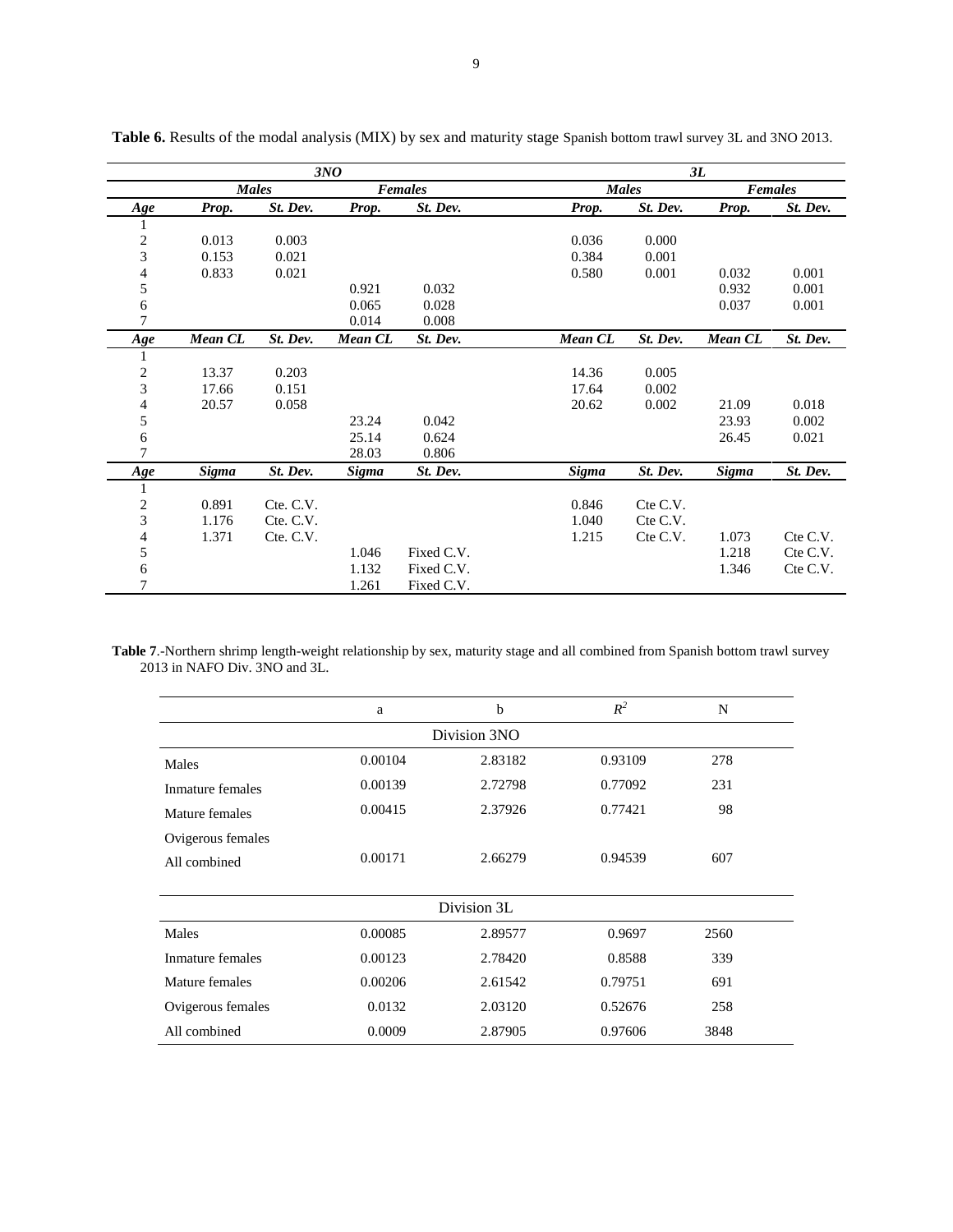**Table 6.** Results of the modal analysis (MIX) by sex and maturity stage Spanish bottom trawl survey 3L and 3NO 2013.

| | *3NO* | | | | *3L* | | | |
|---|---|---|---|---|---|---|---|---|
| | ***Males*** | | ***Females*** | | ***Males*** | | ***Females*** | |
| ***Age*** | ***Prop.*** | ***St. Dev.*** | ***Prop.*** | ***St. Dev.*** | ***Prop.*** | ***St. Dev.*** | ***Prop.*** | ***St. Dev.*** |
| 1 | | | | | | | | |
| 2 | 0.013 | 0.003 | | | 0.036 | 0.000 | | |
| 3 | 0.153 | 0.021 | | | 0.384 | 0.001 | | |
| 4 | 0.833 | 0.021 | | | 0.580 | 0.001 | 0.032 | 0.001 |
| 5 | | | 0.921 | 0.032 | | | 0.932 | 0.001 |
| 6 | | | 0.065 | 0.028 | | | 0.037 | 0.001 |
| 7 | | | 0.014 | 0.008 | | | | |
| ***Age*** | ***Mean CL*** | ***St. Dev.*** | ***Mean CL*** | ***St. Dev.*** | ***Mean CL*** | ***St. Dev.*** | ***Mean CL*** | ***St. Dev.*** |
| 1 | | | | | | | | |
| 2 | 13.37 | 0.203 | | | 14.36 | 0.005 | | |
| 3 | 17.66 | 0.151 | | | 17.64 | 0.002 | | |
| 4 | 20.57 | 0.058 | | | 20.62 | 0.002 | 21.09 | 0.018 |
| 5 | | | 23.24 | 0.042 | | | 23.93 | 0.002 |
| 6 | | | 25.14 | 0.624 | | | 26.45 | 0.021 |
| 7 | | | 28.03 | 0.806 | | | | |
| ***Age*** | ***Sigma*** | ***St. Dev.*** | ***Sigma*** | ***St. Dev.*** | ***Sigma*** | ***St. Dev.*** | ***Sigma*** | ***St. Dev.*** |
| 1 | | | | | | | | |
| 2 | 0.891 | Cte. C.V. | | | 0.846 | Cte C.V. | | |
| 3 | 1.176 | Cte. C.V. | | | 1.040 | Cte C.V. | | |
| 4 | 1.371 | Cte. C.V. | | | 1.215 | Cte C.V. | 1.073 | Cte C.V. |
| 5 | | | 1.046 | Fixed C.V. | | | 1.218 | Cte C.V. |
| 6 | | | 1.132 | Fixed C.V. | | | 1.346 | Cte C.V. |
| 7 | | | 1.261 | Fixed C.V. | | | | |

**Table 7**.-Northern shrimp length-weight relationship by sex, maturity stage and all combined from Spanish bottom trawl survey 2013 in NAFO Div. 3NO and 3L.

| | a | b | $R^2$ | N |
|---|---|---|---|---|
| | | Division 3NO | | |
| Males | 0.00104 | 2.83182 | 0.93109 | 278 |
| Inmature females | 0.00139 | 2.72798 | 0.77092 | 231 |
| Mature females | 0.00415 | 2.37926 | 0.77421 | 98 |
| Ovigerous females | | | | |
| All combined | 0.00171 | 2.66279 | 0.94539 | 607 |
| | | Division 3L | | |
| Males | 0.00085 | 2.89577 | 0.9697 | 2560 |
| Inmature females | 0.00123 | 2.78420 | 0.8588 | 339 |
| Mature females | 0.00206 | 2.61542 | 0.79751 | 691 |
| Ovigerous females | 0.0132 | 2.03120 | 0.52676 | 258 |
| All combined | 0.0009 | 2.87905 | 0.97606 | 3848 |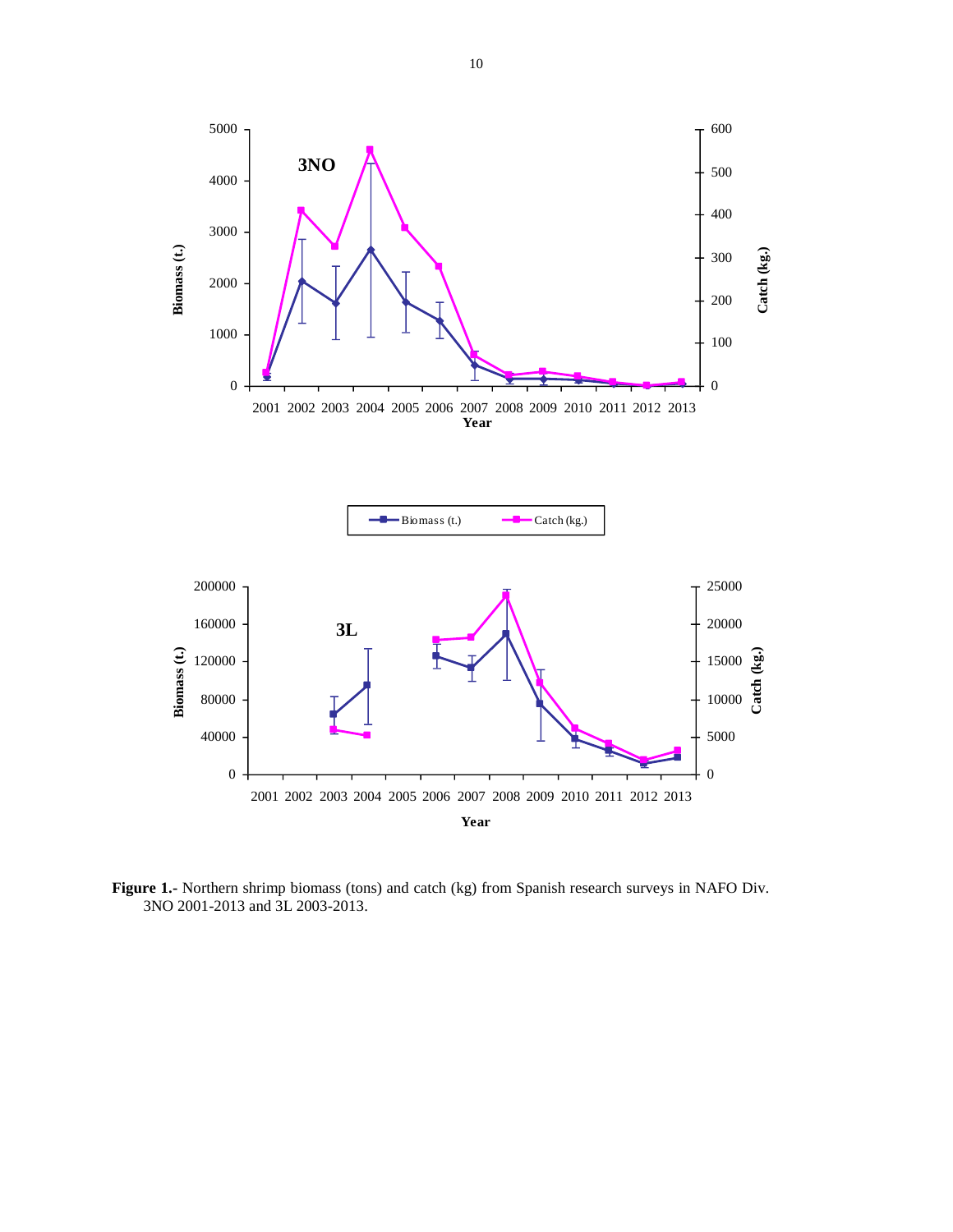**Figure 1.-** Northern shrimp biomass (tons) and catch (kg) from Spanish research surveys in NAFO Div. 3NO 2001-2013 and 3L 2003-2013.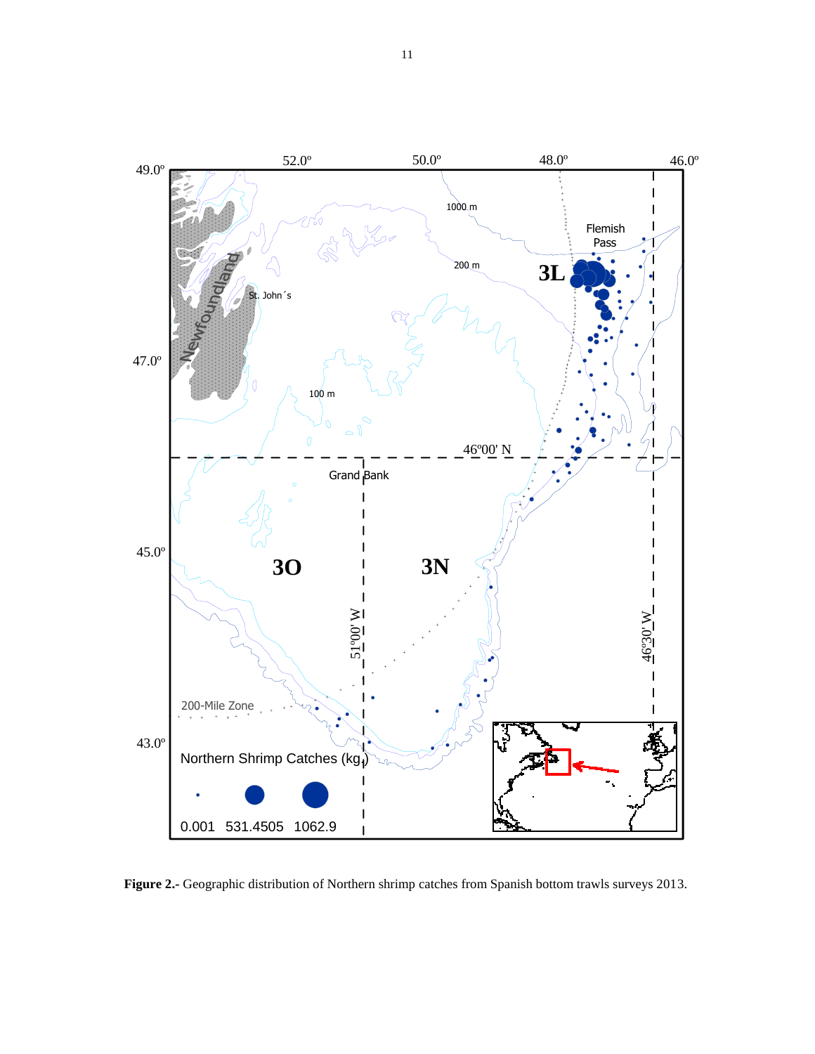**Figure 2.-** Geographic distribution of Northern shrimp catches from Spanish bottom trawls surveys 2013.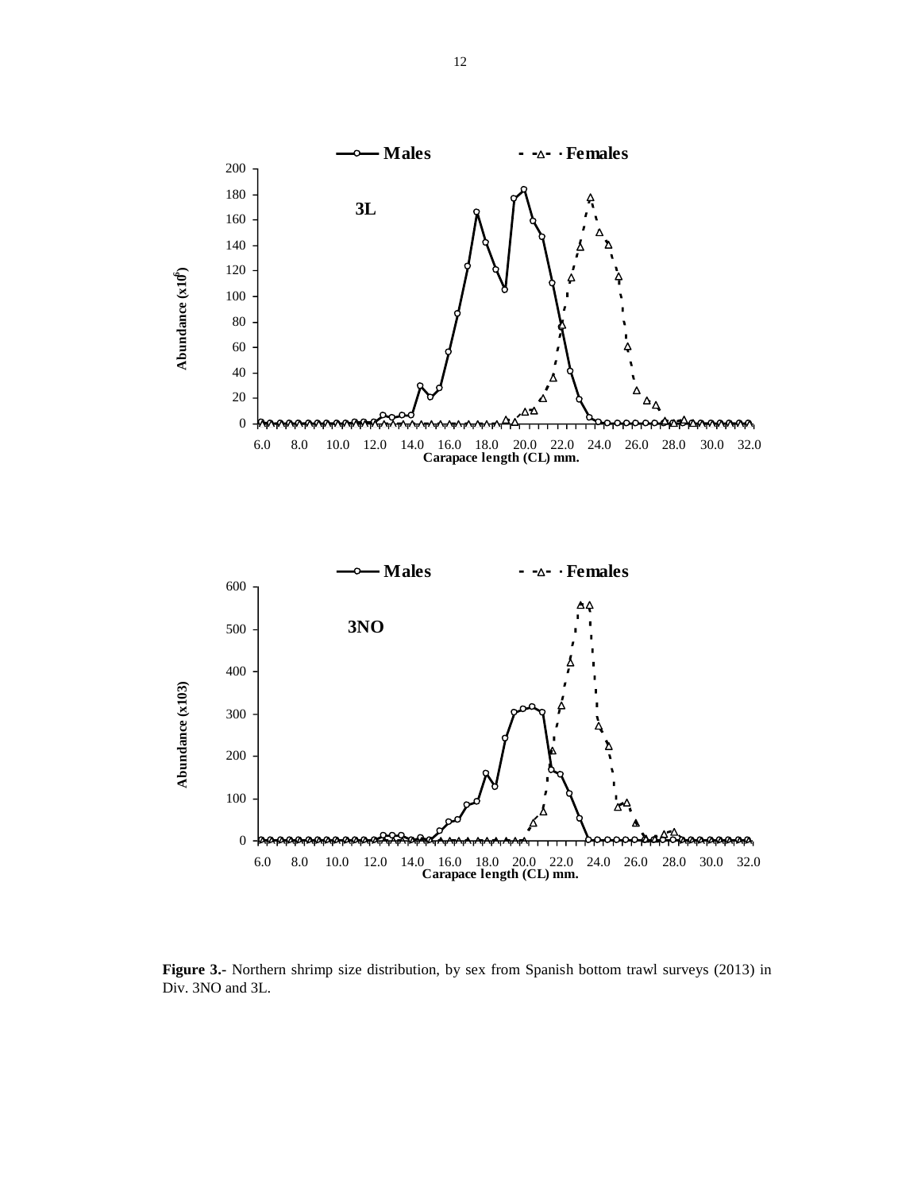Males Females

3L

Abundance (x10[6])

200
180
160
140
120
100
80
60
40
20
0

6.0 8.0 10.0 12.0 14.0 16.0 18.0 20.0 22.0 24.0 26.0 28.0 30.0 32.0

Carapace length (CL) mm.

Males Females

3NO

Abundance (x103)

600
500
400
300
200
100
0

6.0 8.0 10.0 12.0 14.0 16.0 18.0 20.0 22.0 24.0 26.0 28.0 30.0 32.0

Carapace length (CL) mm.

**Figure 3.-** Northern shrimp size distribution, by sex from Spanish bottom trawl surveys (2013) in Div. 3NO and 3L.